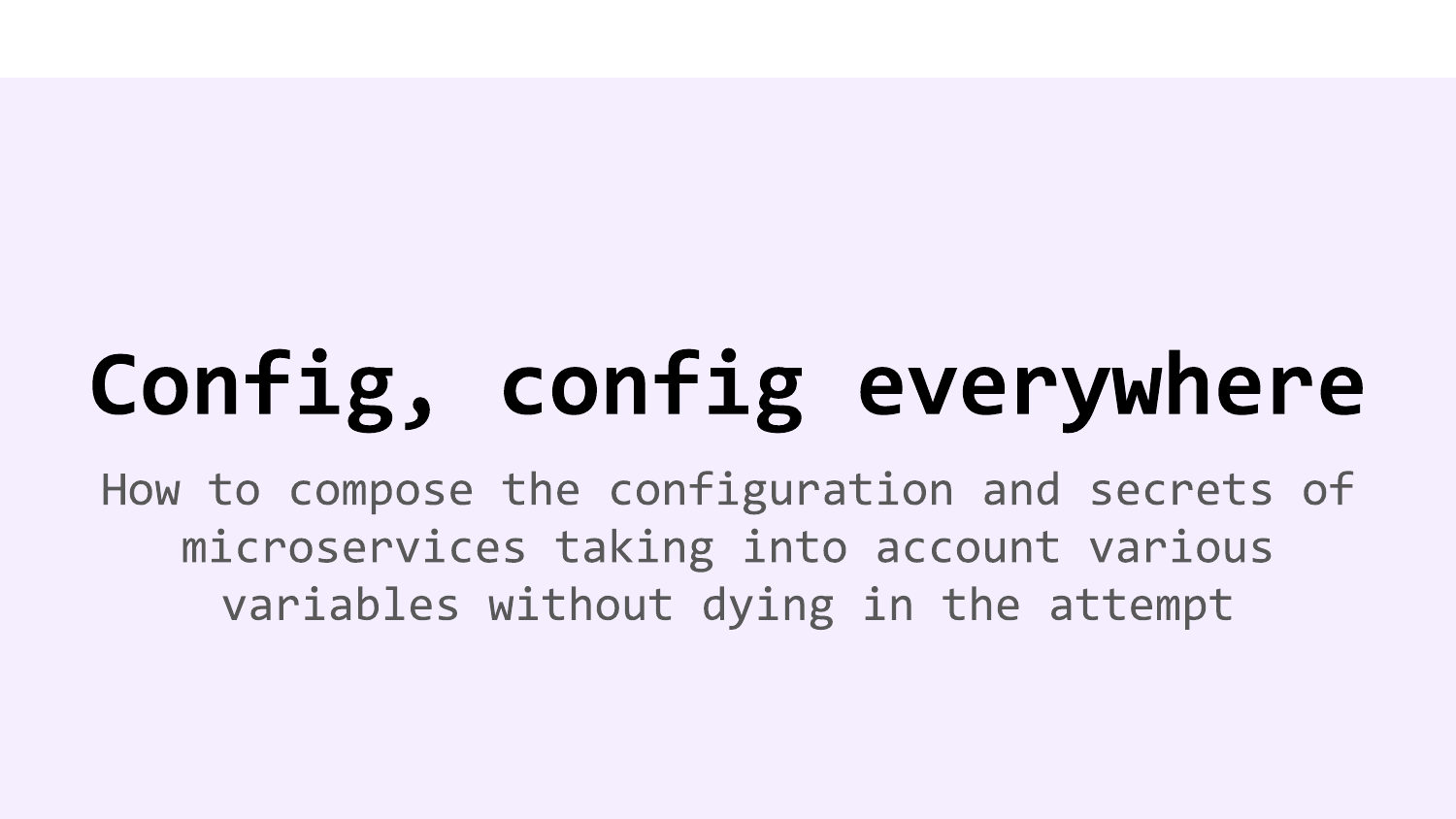# Config, config everywhere

How to compose the configuration and secrets of microservices taking into account various variables without dying in the attempt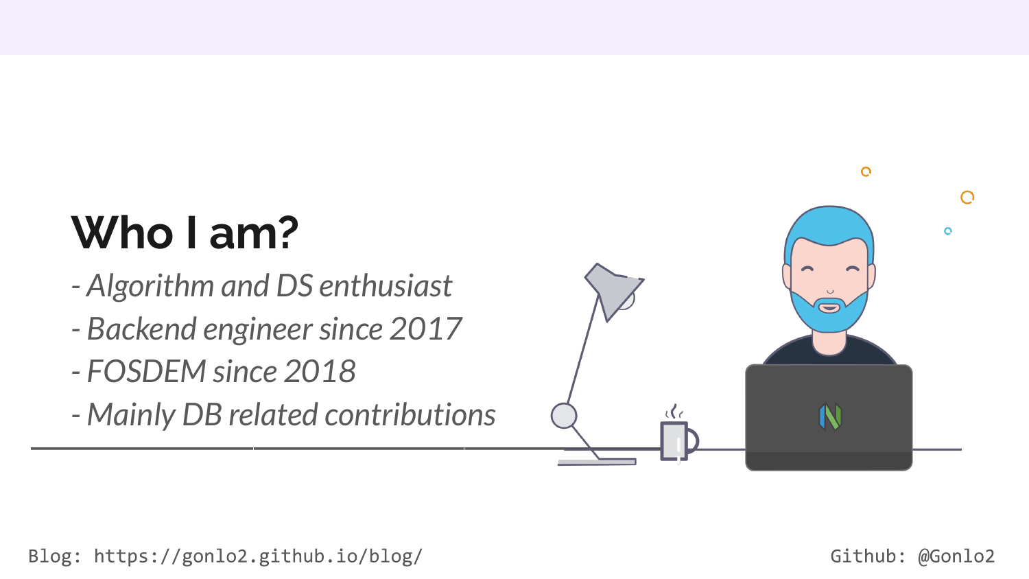# Who I am?

- *Algorithm and DS enthusiast*
- *Backend engineer since 2017*
- *FOSDEM since 2018*
- *Mainly DB related contributions*

Blog: https://gonlo2.github.io/blog/

Github: @Gonlo2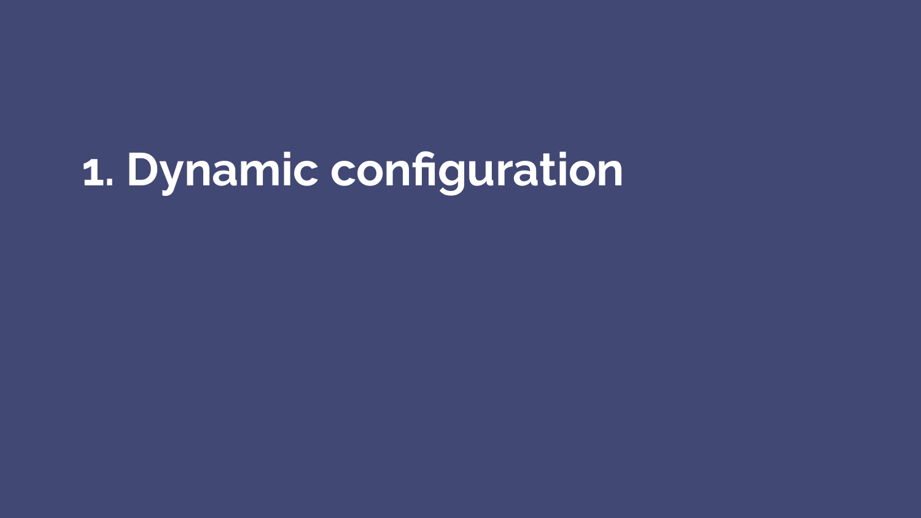# 1. Dynamic configuration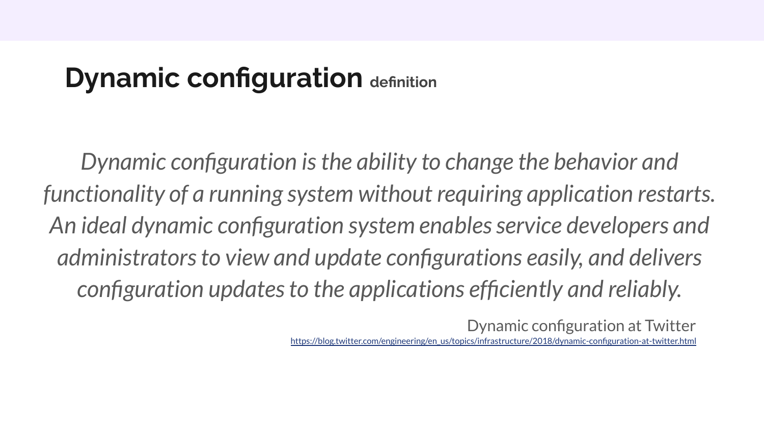# Dynamic configuration definition

*Dynamic configuration is the ability to change the behavior and functionality of a running system without requiring application restarts. An ideal dynamic configuration system enables service developers and administrators to view and update configurations easily, and delivers configuration updates to the applications efficiently and reliably.*

Dynamic configuration at Twitter
https://blog.twitter.com/engineering/en_us/topics/infrastructure/2018/dynamic-configuration-at-twitter.html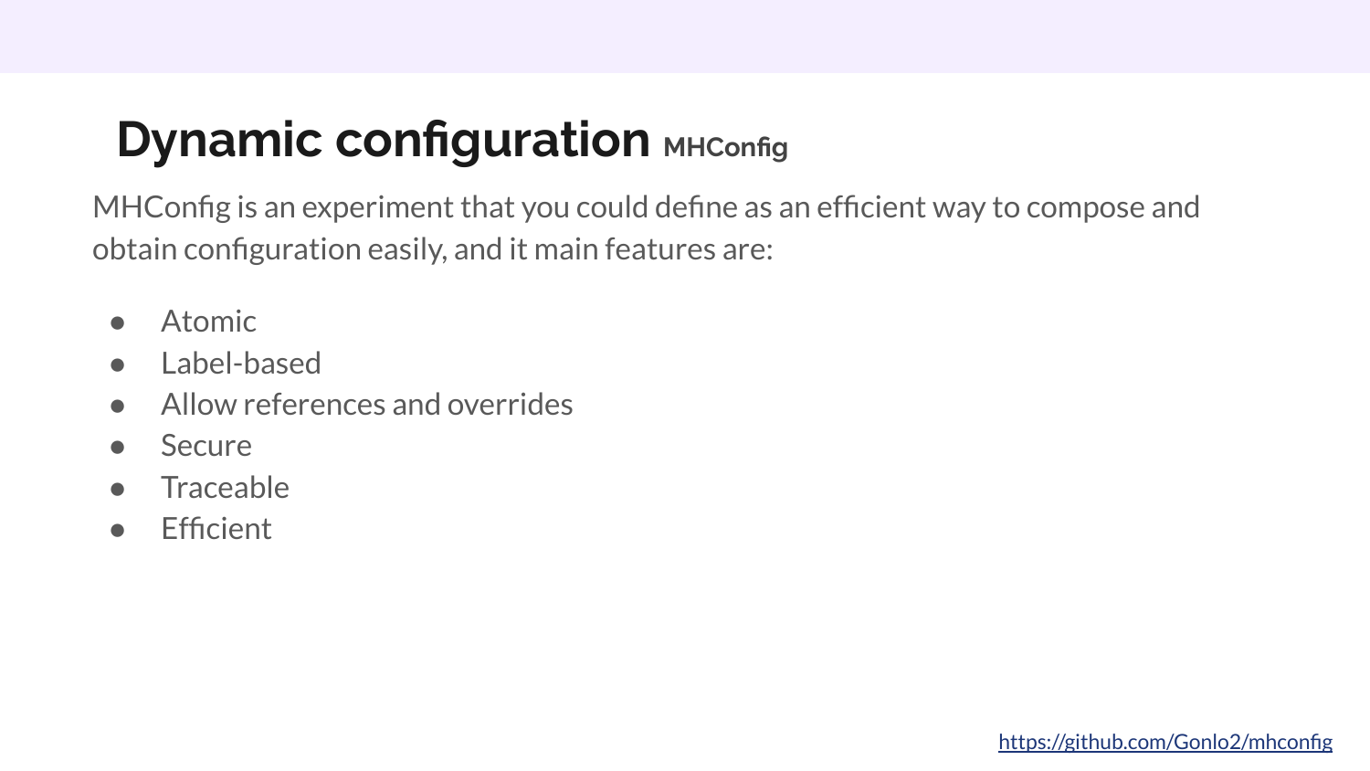# Dynamic configuration MHConfig

MHConfig is an experiment that you could define as an efficient way to compose and obtain configuration easily, and it main features are:

- Atomic
- Label-based
- Allow references and overrides
- Secure
- Traceable
- Efficient

https://github.com/Gonlo2/mhconfig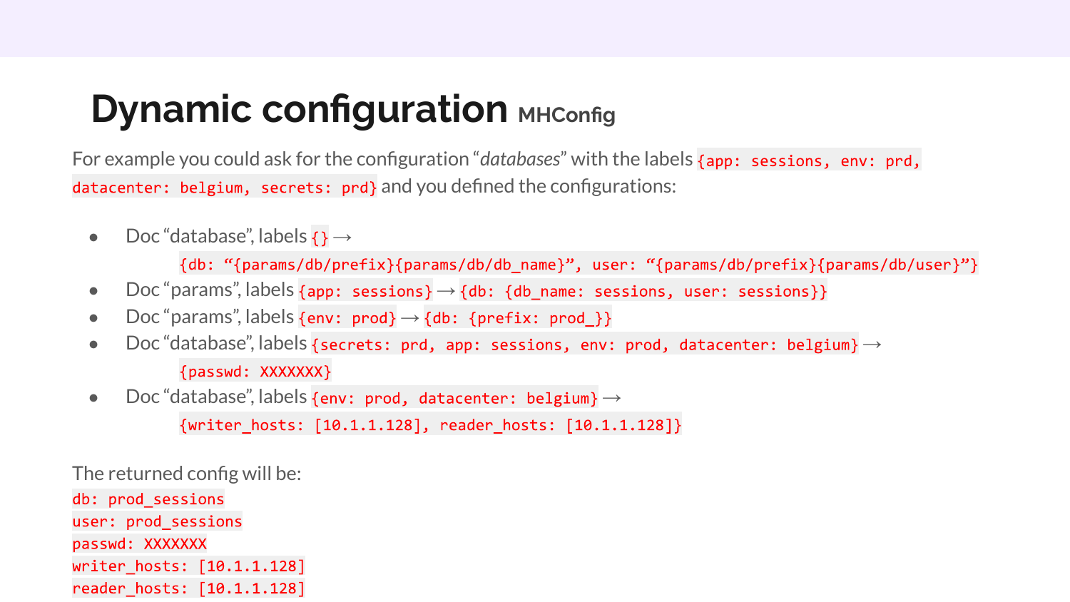# Dynamic configuration MHConfig

For example you could ask for the configuration "*databases*" with the labels `{app: sessions, env: prd, datacenter: belgium, secrets: prd}` and you defined the configurations:

- Doc "database", labels `{}` →
  `{db: "{params/db/prefix}{params/db/db_name}", user: "{params/db/prefix}{params/db/user}"}`
- Doc "params", labels `{app: sessions}` → `{db: {db_name: sessions, user: sessions}}`
- Doc "params", labels `{env: prod}` → `{db: {prefix: prod_}}`
- Doc "database", labels `{secrets: prd, app: sessions, env: prod, datacenter: belgium}` →
  `{passwd: XXXXXXX}`
- Doc "database", labels `{env: prod, datacenter: belgium}` →
  `{writer_hosts: [10.1.1.128], reader_hosts: [10.1.1.128]}`

The returned config will be:

```
db: prod_sessions
user: prod_sessions
passwd: XXXXXXX
writer_hosts: [10.1.1.128]
reader_hosts: [10.1.1.128]
```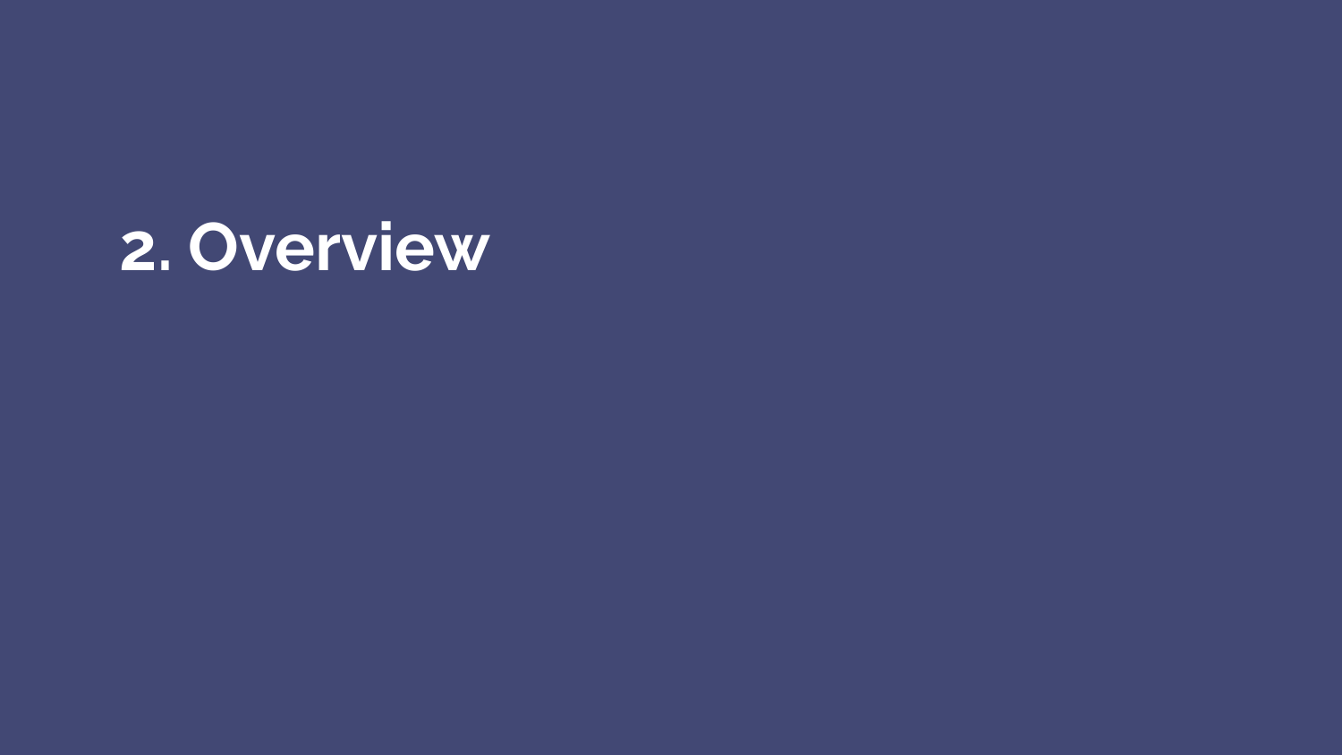# 2. Overview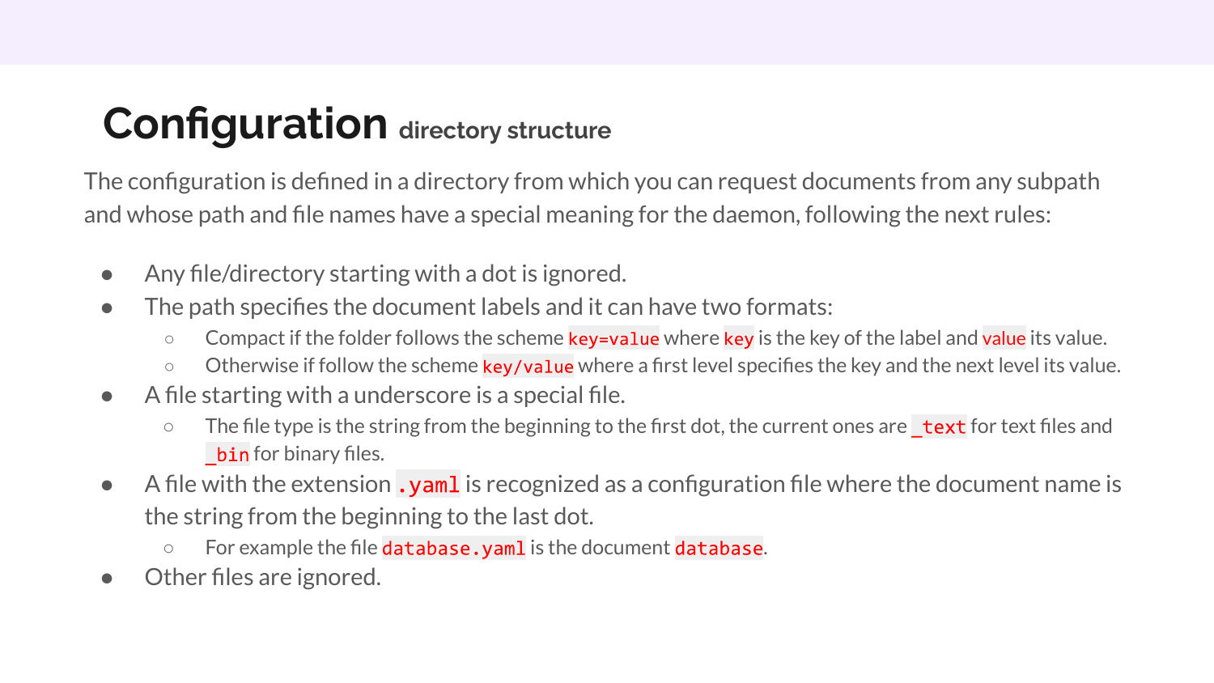# Configuration directory structure

The configuration is defined in a directory from which you can request documents from any subpath and whose path and file names have a special meaning for the daemon, following the next rules:

- Any file/directory starting with a dot is ignored.
- The path specifies the document labels and it can have two formats:
  - Compact if the folder follows the scheme `key=value` where `key` is the key of the label and `value` its value.
  - Otherwise if follow the scheme `key/value` where a first level specifies the key and the next level its value.
- A file starting with a underscore is a special file.
  - The file type is the string from the beginning to the first dot, the current ones are `_text` for text files and `_bin` for binary files.
- A file with the extension `.yaml` is recognized as a configuration file where the document name is the string from the beginning to the last dot.
  - For example the file `database.yaml` is the document `database`.
- Other files are ignored.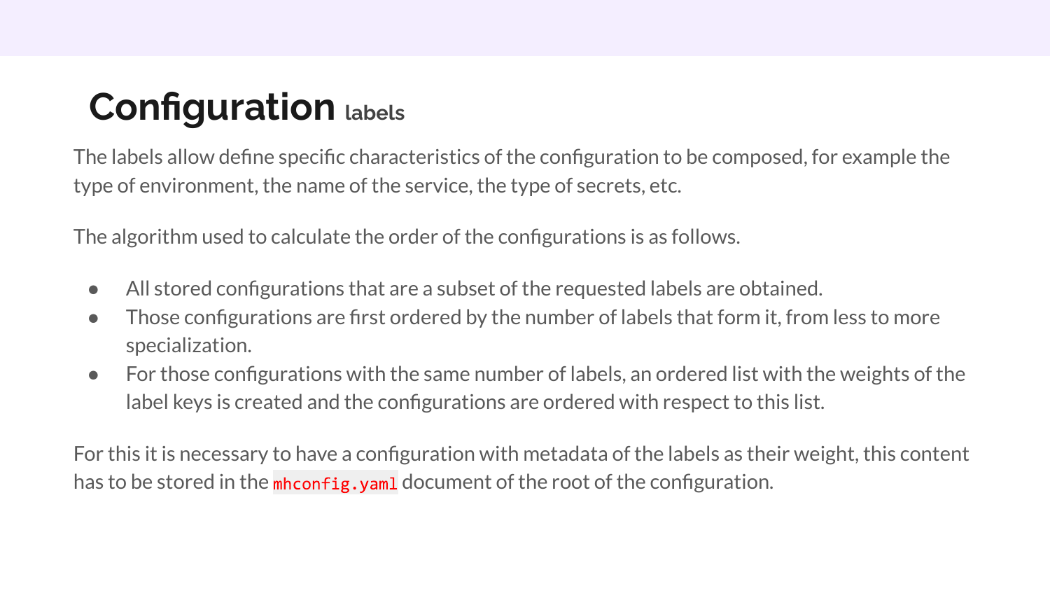# Configuration labels

The labels allow define specific characteristics of the configuration to be composed, for example the type of environment, the name of the service, the type of secrets, etc.

The algorithm used to calculate the order of the configurations is as follows.

- All stored configurations that are a subset of the requested labels are obtained.
- Those configurations are first ordered by the number of labels that form it, from less to more specialization.
- For those configurations with the same number of labels, an ordered list with the weights of the label keys is created and the configurations are ordered with respect to this list.

For this it is necessary to have a configuration with metadata of the labels as their weight, this content has to be stored in the `mhconfig.yaml` document of the root of the configuration.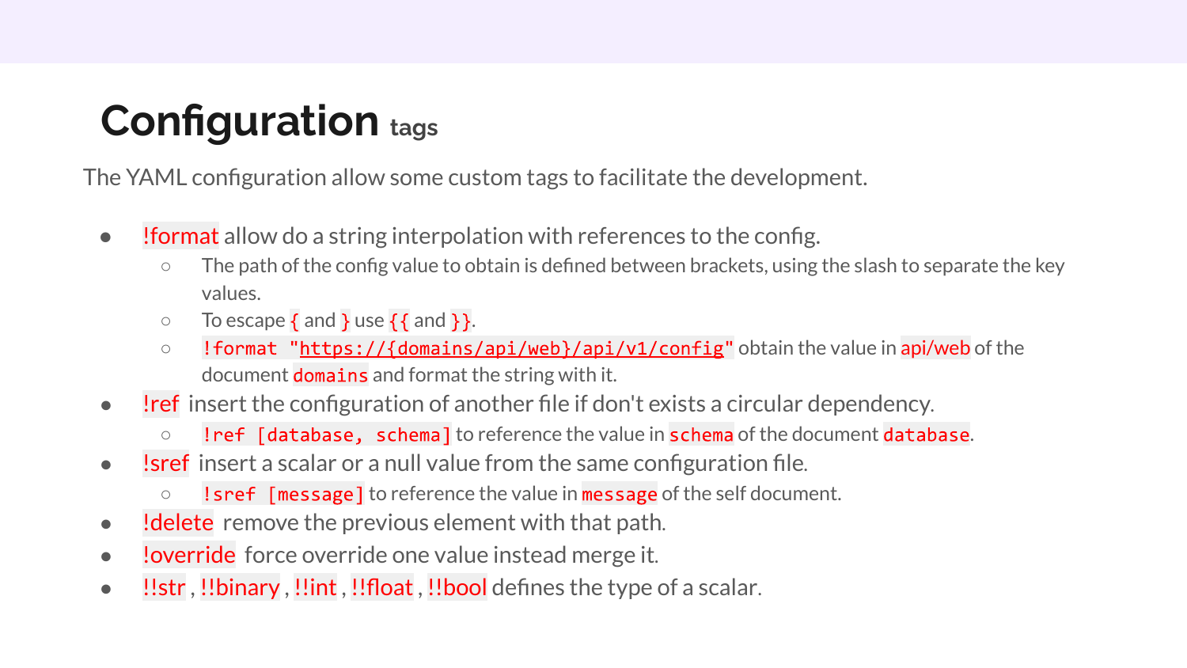# Configuration tags

The YAML configuration allow some custom tags to facilitate the development.

- `!format` allow do a string interpolation with references to the config.
  - The path of the config value to obtain is defined between brackets, using the slash to separate the key values.
  - To escape `{` and `}` use `{{` and `}}`.
  - `!format "https://{domains/api/web}/api/v1/config"` obtain the value in `api/web` of the document `domains` and format the string with it.
- `!ref` insert the configuration of another file if don't exists a circular dependency.
  - `!ref [database, schema]` to reference the value in `schema` of the document `database`.
- `!sref` insert a scalar or a null value from the same configuration file.
  - `!sref [message]` to reference the value in `message` of the self document.
- `!delete` remove the previous element with that path.
- `!override` force override one value instead merge it.
- `!!str`, `!!binary`, `!!int`, `!!float`, `!!bool` defines the type of a scalar.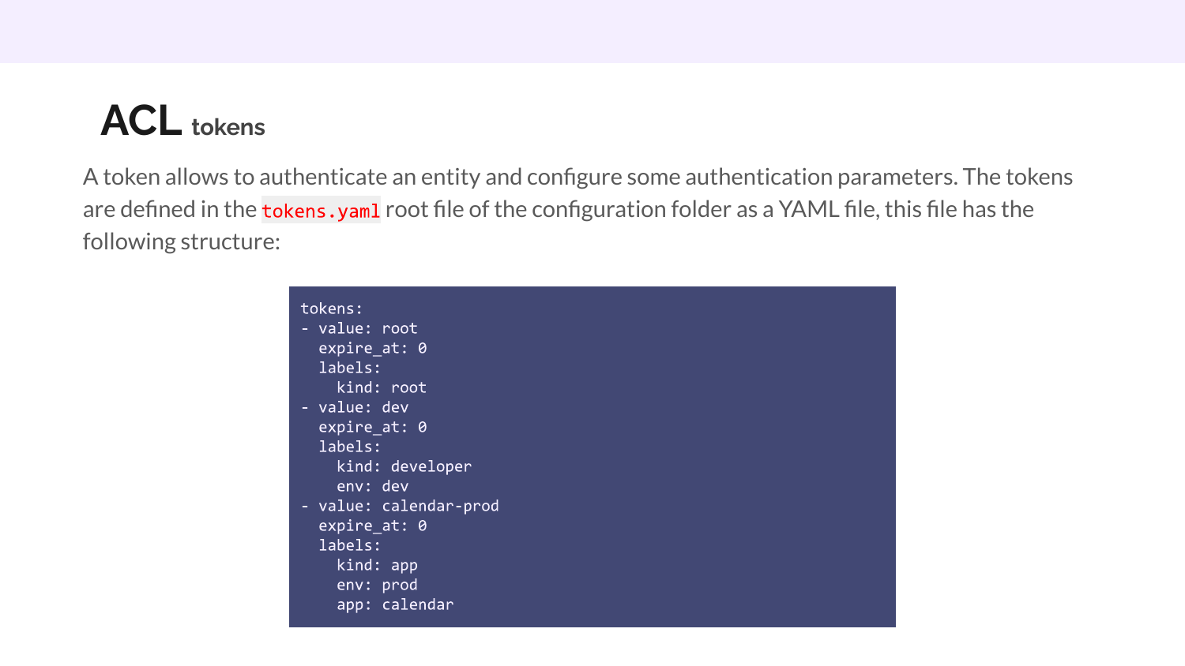# ACL tokens

A token allows to authenticate an entity and configure some authentication parameters. The tokens are defined in the `tokens.yaml` root file of the configuration folder as a YAML file, this file has the following structure:

```yaml
tokens:
- value: root
  expire_at: 0
  labels:
    kind: root
- value: dev
  expire_at: 0
  labels:
    kind: developer
    env: dev
- value: calendar-prod
  expire_at: 0
  labels:
    kind: app
    env: prod
    app: calendar
```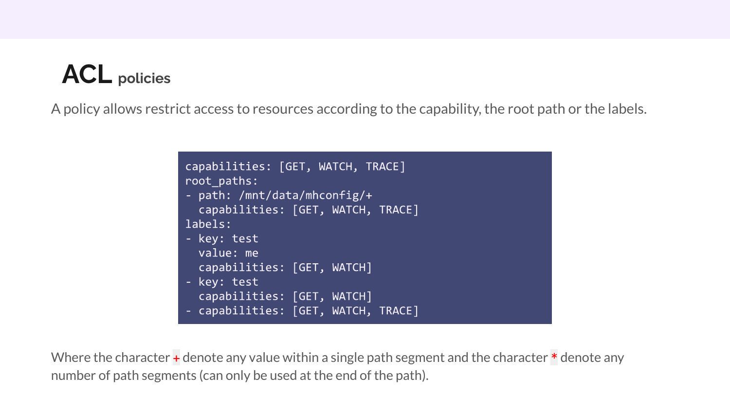# ACL policies

A policy allows restrict access to resources according to the capability, the root path or the labels.

```
capabilities: [GET, WATCH, TRACE]
root_paths:
- path: /mnt/data/mhconfig/+
  capabilities: [GET, WATCH, TRACE]
labels:
- key: test
  value: me
  capabilities: [GET, WATCH]
- key: test
  capabilities: [GET, WATCH]
- capabilities: [GET, WATCH, TRACE]
```

Where the character `+` denote any value within a single path segment and the character `*` denote any number of path segments (can only be used at the end of the path).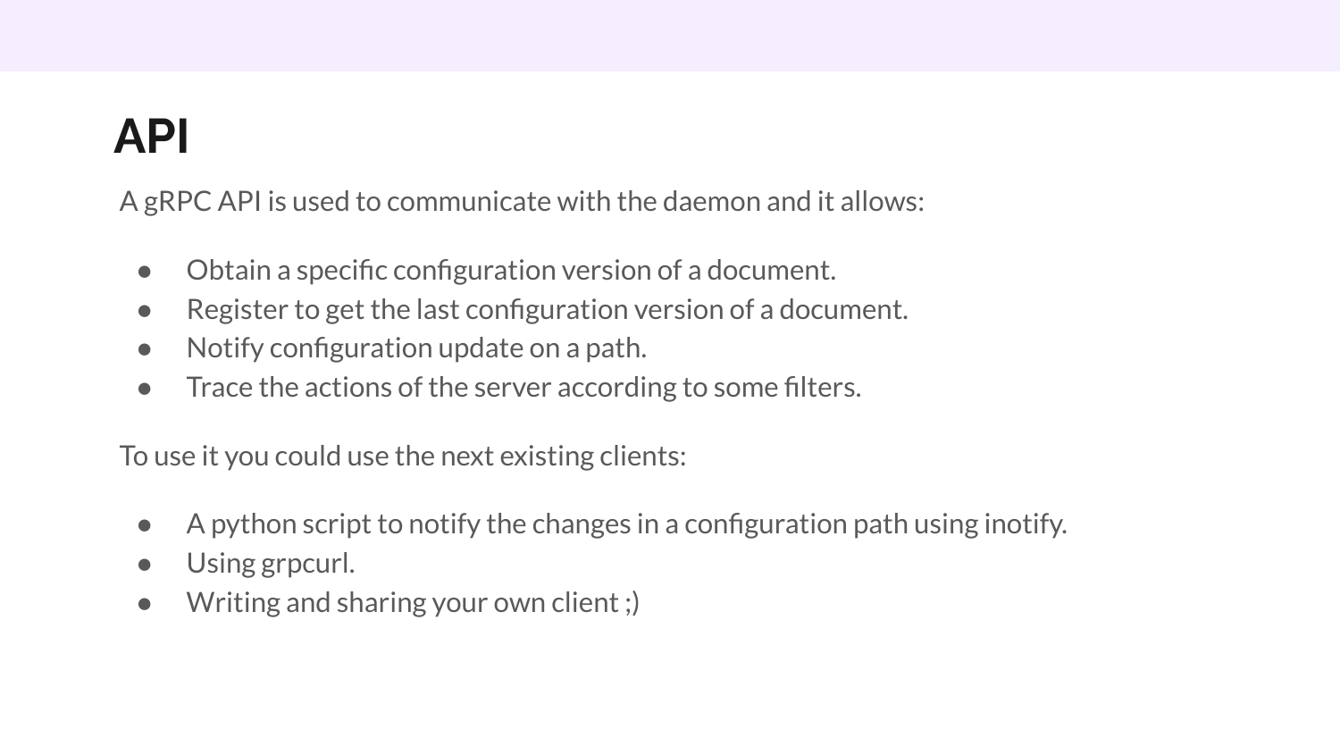# API

A gRPC API is used to communicate with the daemon and it allows:

- Obtain a specific configuration version of a document.
- Register to get the last configuration version of a document.
- Notify configuration update on a path.
- Trace the actions of the server according to some filters.

To use it you could use the next existing clients:

- A python script to notify the changes in a configuration path using inotify.
- Using grpcurl.
- Writing and sharing your own client ;)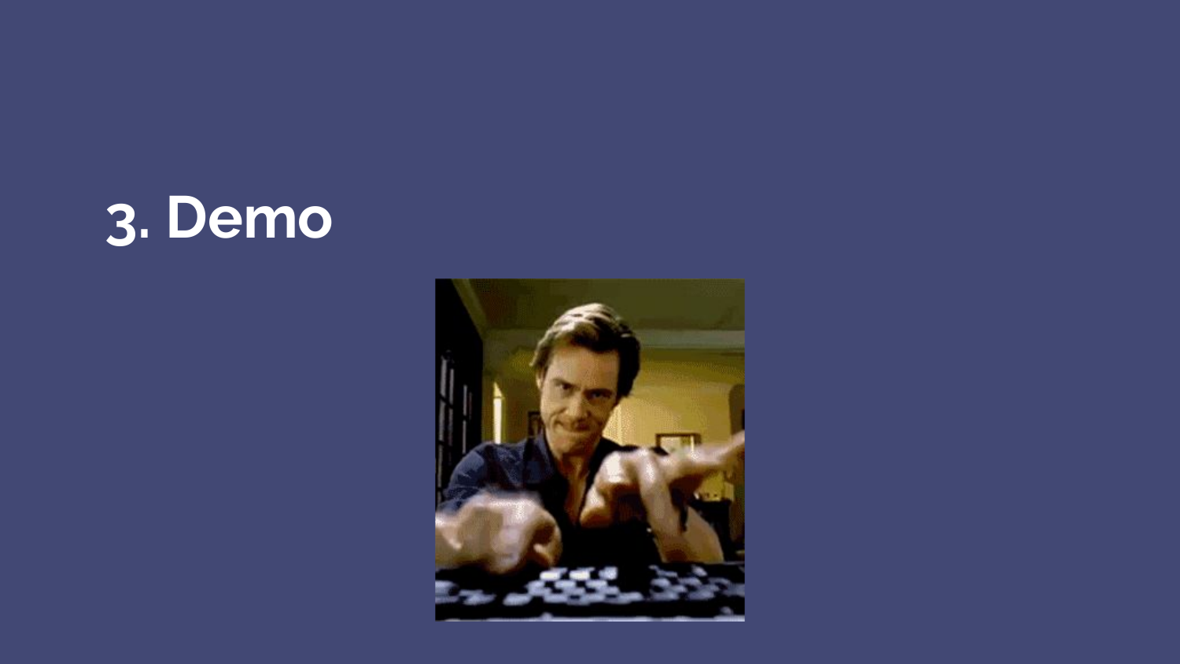# 3. Demo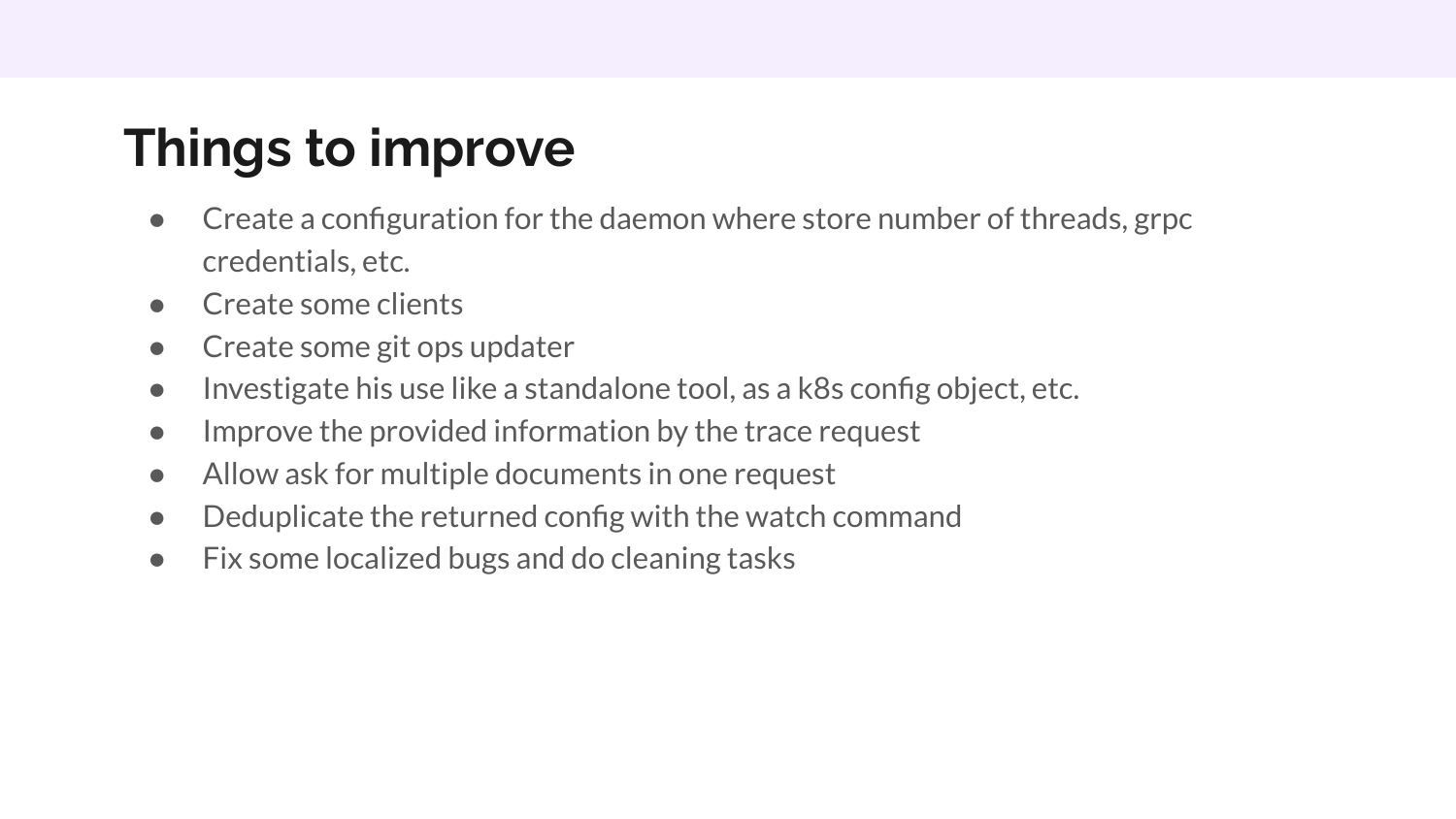# Things to improve

- Create a configuration for the daemon where store number of threads, grpc credentials, etc.
- Create some clients
- Create some git ops updater
- Investigate his use like a standalone tool, as a k8s config object, etc.
- Improve the provided information by the trace request
- Allow ask for multiple documents in one request
- Deduplicate the returned config with the watch command
- Fix some localized bugs and do cleaning tasks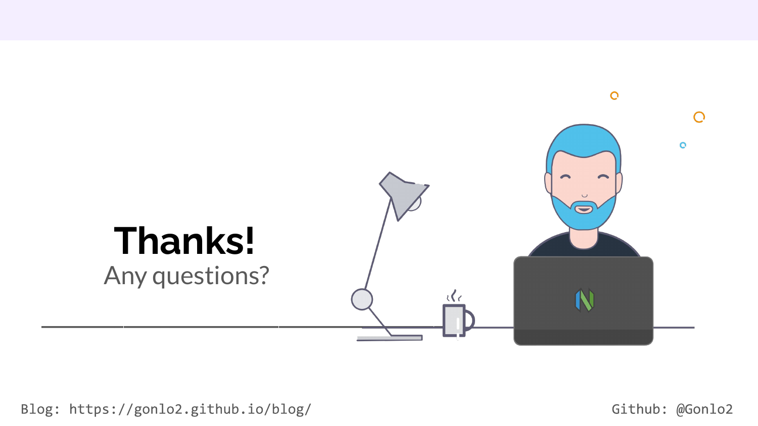# Thanks!

Any questions?

Blog: https://gonlo2.github.io/blog/

Github: @Gonlo2